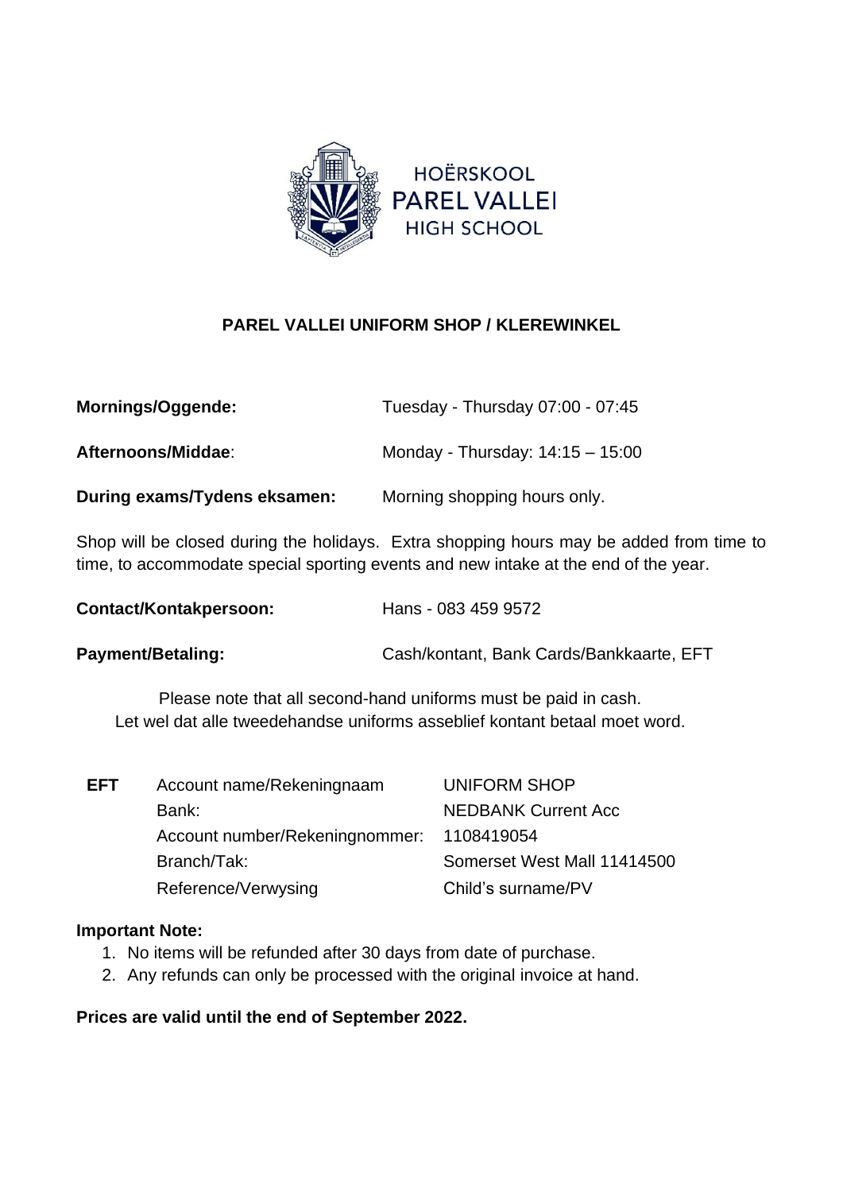HOËRSKOOL
PAREL VALLEI
HIGH SCHOOL

## PAREL VALLEI UNIFORM SHOP / KLEREWINKEL

| | |
|---|---|
| **Mornings/Oggende:** | Tuesday - Thursday 07:00 - 07:45 |
| **Afternoons/Middae**: | Monday - Thursday: 14:15 – 15:00 |
| **During exams/Tydens eksamen:** | Morning shopping hours only. |

Shop will be closed during the holidays. Extra shopping hours may be added from time to time, to accommodate special sporting events and new intake at the end of the year.

| | |
|---|---|
| **Contact/Kontakpersoon:** | Hans - 083 459 9572 |
| **Payment/Betaling:** | Cash/kontant, Bank Cards/Bankkaarte, EFT |

Please note that all second-hand uniforms must be paid in cash.
Let wel dat alle tweedehandse uniforms asseblief kontant betaal moet word.

| | | |
|---|---|---|
| **EFT** | Account name/Rekeningnaam | UNIFORM SHOP |
| | Bank: | NEDBANK Current Acc |
| | Account number/Rekeningnommer: | 1108419054 |
| | Branch/Tak: | Somerset West Mall 11414500 |
| | Reference/Verwysing | Child's surname/PV |

**Important Note:**

1. No items will be refunded after 30 days from date of purchase.
2. Any refunds can only be processed with the original invoice at hand.

**Prices are valid until the end of September 2022.**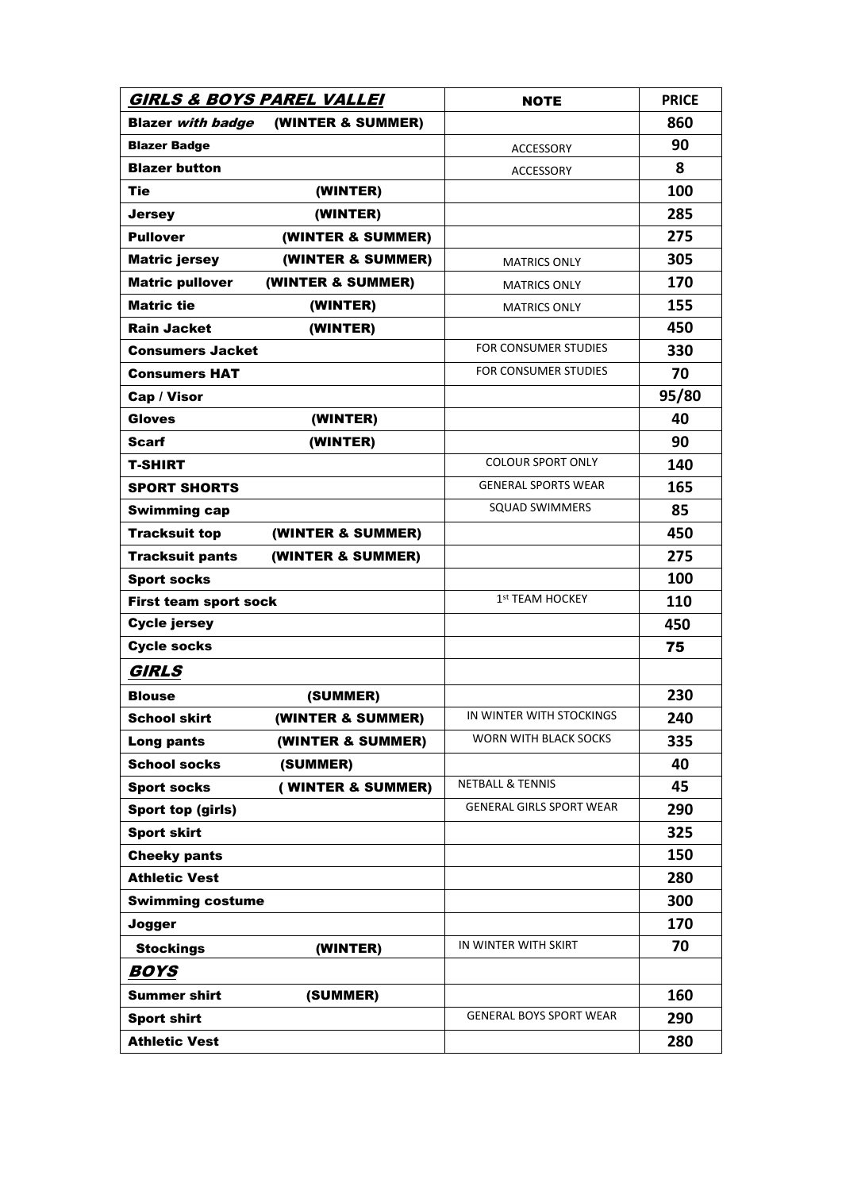| ***GIRLS & BOYS PAREL VALLEI*** | **NOTE** | **PRICE** |
| --- | --- | --- |
| **Blazer *with badge* (WINTER & SUMMER)** | | **860** |
| **Blazer Badge** | ACCESSORY | **90** |
| **Blazer button** | ACCESSORY | **8** |
| **Tie (WINTER)** | | **100** |
| **Jersey (WINTER)** | | **285** |
| **Pullover (WINTER & SUMMER)** | | **275** |
| **Matric jersey (WINTER & SUMMER)** | MATRICS ONLY | **305** |
| **Matric pullover (WINTER & SUMMER)** | MATRICS ONLY | **170** |
| **Matric tie (WINTER)** | MATRICS ONLY | **155** |
| **Rain Jacket (WINTER)** | | **450** |
| **Consumers Jacket** | FOR CONSUMER STUDIES | **330** |
| **Consumers HAT** | FOR CONSUMER STUDIES | **70** |
| **Cap / Visor** | | **95/80** |
| **Gloves (WINTER)** | | **40** |
| **Scarf (WINTER)** | | **90** |
| **T-SHIRT** | COLOUR SPORT ONLY | **140** |
| **SPORT SHORTS** | GENERAL SPORTS WEAR | **165** |
| **Swimming cap** | SQUAD SWIMMERS | **85** |
| **Tracksuit top (WINTER & SUMMER)** | | **450** |
| **Tracksuit pants (WINTER & SUMMER)** | | **275** |
| **Sport socks** | | **100** |
| **First team sport sock** | 1st TEAM HOCKEY | **110** |
| **Cycle jersey** | | **450** |
| **Cycle socks** | | **75** |
| ***GIRLS*** | | |
| **Blouse (SUMMER)** | | **230** |
| **School skirt (WINTER & SUMMER)** | IN WINTER WITH STOCKINGS | **240** |
| **Long pants (WINTER & SUMMER)** | WORN WITH BLACK SOCKS | **335** |
| **School socks (SUMMER)** | | **40** |
| **Sport socks ( WINTER & SUMMER)** | NETBALL & TENNIS | **45** |
| **Sport top (girls)** | GENERAL GIRLS SPORT WEAR | **290** |
| **Sport skirt** | | **325** |
| **Cheeky pants** | | **150** |
| **Athletic Vest** | | **280** |
| **Swimming costume** | | **300** |
| **Jogger** | | **170** |
| **Stockings (WINTER)** | IN WINTER WITH SKIRT | **70** |
| ***BOYS*** | | |
| **Summer shirt (SUMMER)** | | **160** |
| **Sport shirt** | GENERAL BOYS SPORT WEAR | **290** |
| **Athletic Vest** | | **280** |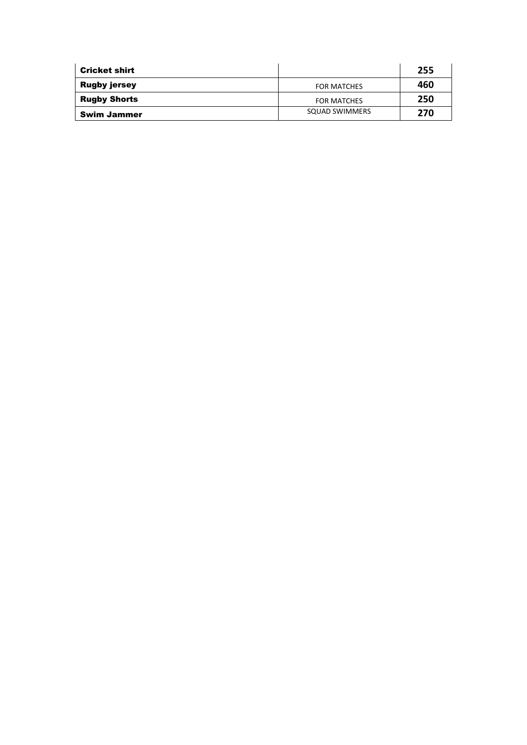| | | |
|---|---|---|
| **Cricket shirt** | | **255** |
| **Rugby jersey** | FOR MATCHES | **460** |
| **Rugby Shorts** | FOR MATCHES | **250** |
| **Swim Jammer** | SQUAD SWIMMERS | **270** |